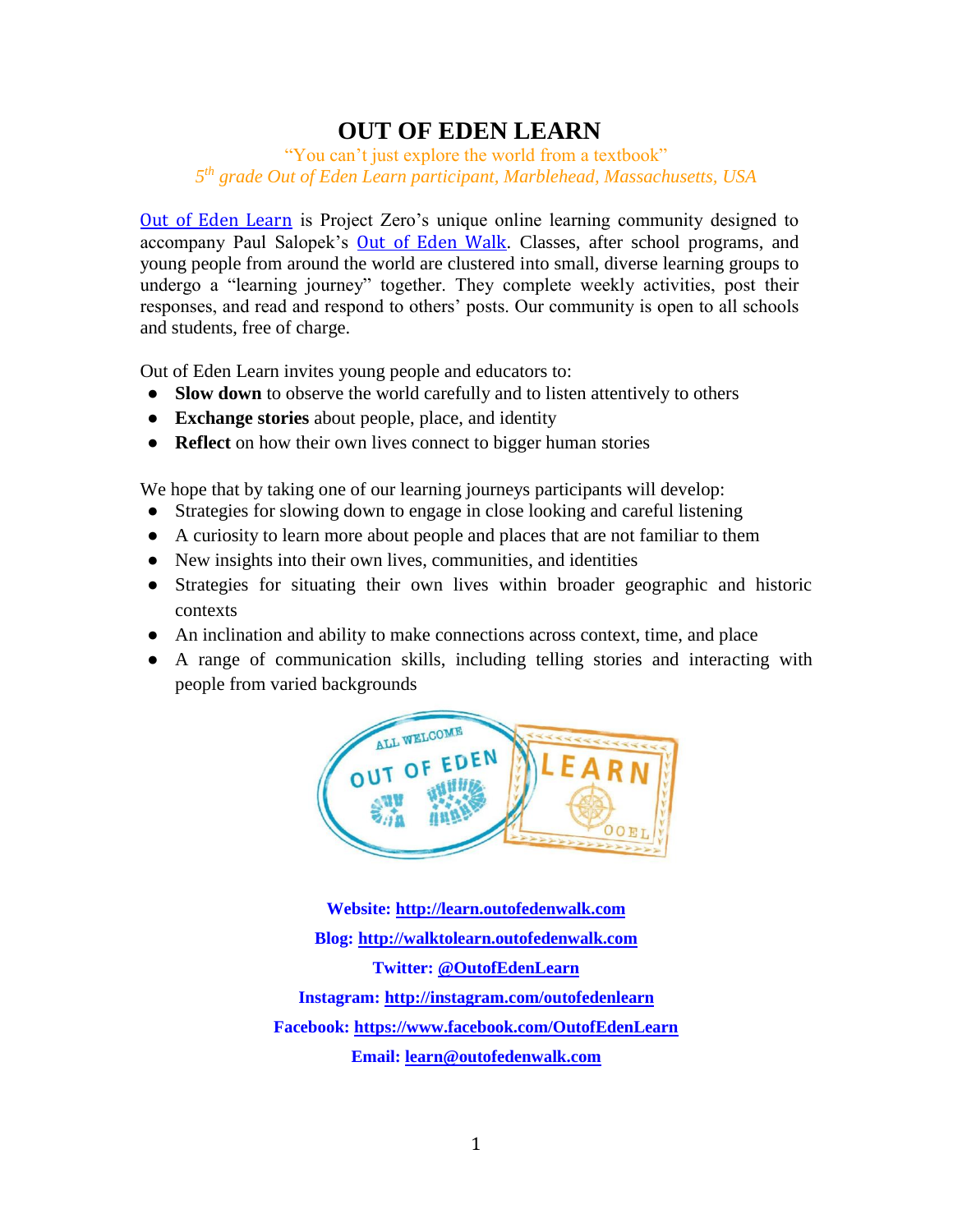# OUT OF EDEN LEARN

"You can't just explore the world from a textbook"
*5th grade Out of Eden Learn participant, Marblehead, Massachusetts, USA*

Out of Eden Learn is Project Zero's unique online learning community designed to accompany Paul Salopek's Out of Eden Walk. Classes, after school programs, and young people from around the world are clustered into small, diverse learning groups to undergo a "learning journey" together. They complete weekly activities, post their responses, and read and respond to others' posts. Our community is open to all schools and students, free of charge.

Out of Eden Learn invites young people and educators to:

- **Slow down** to observe the world carefully and to listen attentively to others
- **Exchange stories** about people, place, and identity
- **Reflect** on how their own lives connect to bigger human stories

We hope that by taking one of our learning journeys participants will develop:

- Strategies for slowing down to engage in close looking and careful listening
- A curiosity to learn more about people and places that are not familiar to them
- New insights into their own lives, communities, and identities
- Strategies for situating their own lives within broader geographic and historic contexts
- An inclination and ability to make connections across context, time, and place
- A range of communication skills, including telling stories and interacting with people from varied backgrounds

**Website: http://learn.outofedenwalk.com**

**Blog: http://walktolearn.outofedenwalk.com**

**Twitter: @OutofEdenLearn**

**Instagram: http://instagram.com/outofedenlearn**

**Facebook: https://www.facebook.com/OutofEdenLearn**

**Email: learn@outofedenwalk.com**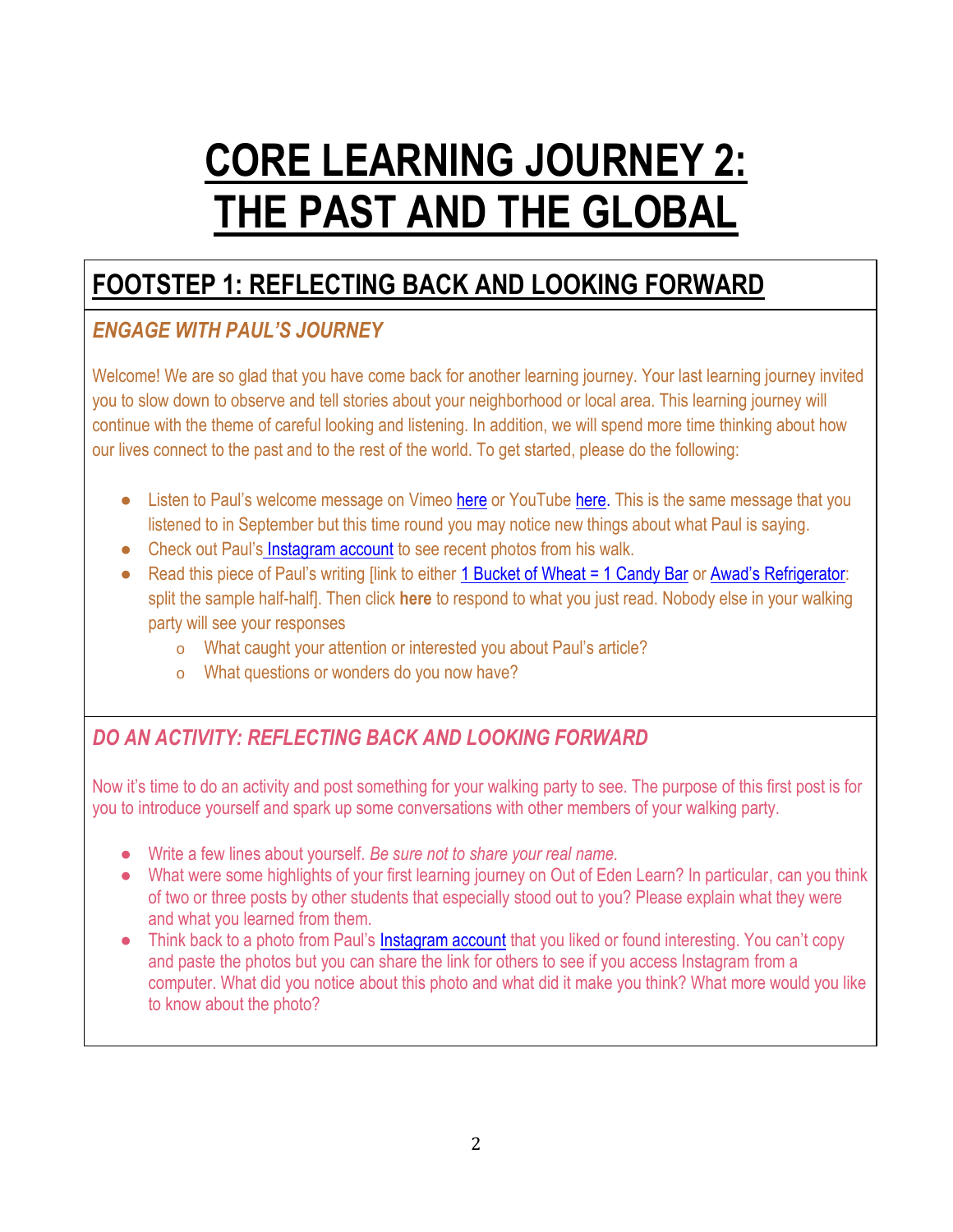# CORE LEARNING JOURNEY 2: THE PAST AND THE GLOBAL

## FOOTSTEP 1: REFLECTING BACK AND LOOKING FORWARD

### *ENGAGE WITH PAUL'S JOURNEY*

Welcome! We are so glad that you have come back for another learning journey. Your last learning journey invited you to slow down to observe and tell stories about your neighborhood or local area. This learning journey will continue with the theme of careful looking and listening. In addition, we will spend more time thinking about how our lives connect to the past and to the rest of the world. To get started, please do the following:

- Listen to Paul's welcome message on Vimeo here or YouTube here. This is the same message that you listened to in September but this time round you may notice new things about what Paul is saying.
- Check out Paul's Instagram account to see recent photos from his walk.
- Read this piece of Paul's writing [link to either 1 Bucket of Wheat = 1 Candy Bar or Awad's Refrigerator: split the sample half-half]. Then click **here** to respond to what you just read. Nobody else in your walking party will see your responses
  - What caught your attention or interested you about Paul's article?
  - What questions or wonders do you now have?

### *DO AN ACTIVITY: REFLECTING BACK AND LOOKING FORWARD*

Now it's time to do an activity and post something for your walking party to see. The purpose of this first post is for you to introduce yourself and spark up some conversations with other members of your walking party.

- Write a few lines about yourself. *Be sure not to share your real name.*
- What were some highlights of your first learning journey on Out of Eden Learn? In particular, can you think of two or three posts by other students that especially stood out to you? Please explain what they were and what you learned from them.
- Think back to a photo from Paul's Instagram account that you liked or found interesting. You can't copy and paste the photos but you can share the link for others to see if you access Instagram from a computer. What did you notice about this photo and what did it make you think? What more would you like to know about the photo?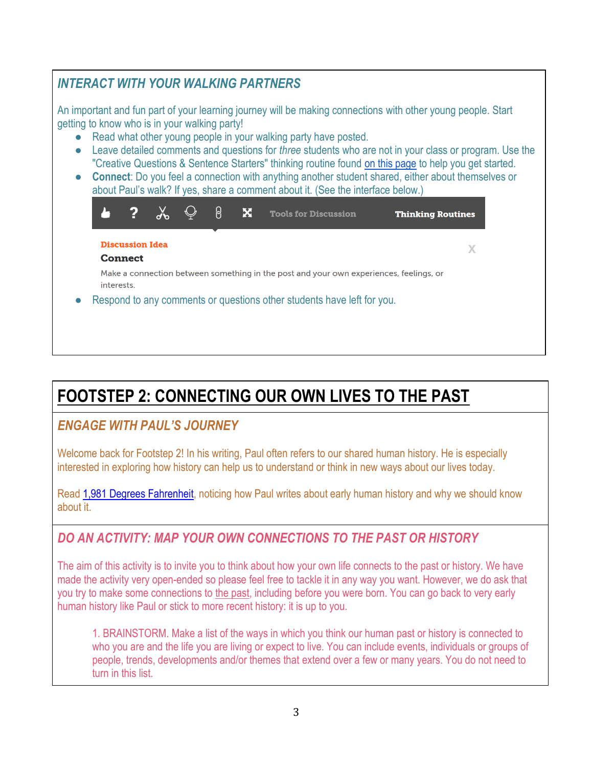### INTERACT WITH YOUR WALKING PARTNERS

An important and fun part of your learning journey will be making connections with other young people. Start getting to know who is in your walking party!

- Read what other young people in your walking party have posted.
- Leave detailed comments and questions for *three* students who are not in your class or program. Use the "Creative Questions & Sentence Starters" thinking routine found on this page to help you get started.
- **Connect**: Do you feel a connection with anything another student shared, either about themselves or about Paul's walk? If yes, share a comment about it. (See the interface below.)

Tools for Discussion    **Thinking Routines**

**Discussion Idea**

**Connect**

Make a connection between something in the post and your own experiences, feelings, or interests.

- Respond to any comments or questions other students have left for you.

## FOOTSTEP 2: CONNECTING OUR OWN LIVES TO THE PAST

### ENGAGE WITH PAUL'S JOURNEY

Welcome back for Footstep 2! In his writing, Paul often refers to our shared human history. He is especially interested in exploring how history can help us to understand or think in new ways about our lives today.

Read 1,981 Degrees Fahrenheit, noticing how Paul writes about early human history and why we should know about it.

### DO AN ACTIVITY: MAP YOUR OWN CONNECTIONS TO THE PAST OR HISTORY

The aim of this activity is to invite you to think about how your own life connects to the past or history. We have made the activity very open-ended so please feel free to tackle it in any way you want. However, we do ask that you try to make some connections to the past, including before you were born. You can go back to very early human history like Paul or stick to more recent history: it is up to you.

1. BRAINSTORM. Make a list of the ways in which you think our human past or history is connected to who you are and the life you are living or expect to live. You can include events, individuals or groups of people, trends, developments and/or themes that extend over a few or many years. You do not need to turn in this list.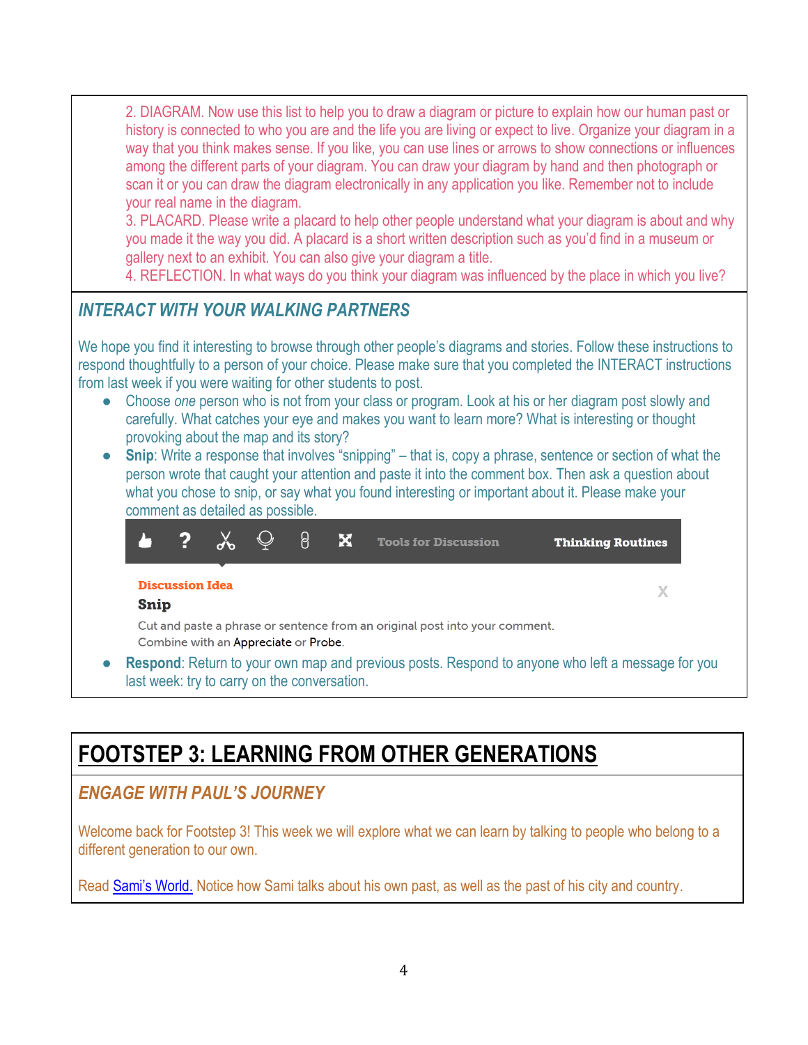2. DIAGRAM. Now use this list to help you to draw a diagram or picture to explain how our human past or history is connected to who you are and the life you are living or expect to live. Organize your diagram in a way that you think makes sense. If you like, you can use lines or arrows to show connections or influences among the different parts of your diagram. You can draw your diagram by hand and then photograph or scan it or you can draw the diagram electronically in any application you like. Remember not to include your real name in the diagram.

3. PLACARD. Please write a placard to help other people understand what your diagram is about and why you made it the way you did. A placard is a short written description such as you'd find in a museum or gallery next to an exhibit. You can also give your diagram a title.

4. REFLECTION. In what ways do you think your diagram was influenced by the place in which you live?

### *INTERACT WITH YOUR WALKING PARTNERS*

We hope you find it interesting to browse through other people's diagrams and stories. Follow these instructions to respond thoughtfully to a person of your choice. Please make sure that you completed the INTERACT instructions from last week if you were waiting for other students to post.

- Choose *one* person who is not from your class or program. Look at his or her diagram post slowly and carefully. What catches your eye and makes you want to learn more? What is interesting or thought provoking about the map and its story?
- **Snip**: Write a response that involves "snipping" – that is, copy a phrase, sentence or section of what the person wrote that caught your attention and paste it into the comment box. Then ask a question about what you chose to snip, or say what you found interesting or important about it. Please make your comment as detailed as possible.

  Tools for Discussion | Thinking Routines

  **Discussion Idea**

  **Snip**

  Cut and paste a phrase or sentence from an original post into your comment. Combine with an Appreciate or Probe.

- **Respond**: Return to your own map and previous posts. Respond to anyone who left a message for you last week: try to carry on the conversation.

# FOOTSTEP 3: LEARNING FROM OTHER GENERATIONS

### *ENGAGE WITH PAUL'S JOURNEY*

Welcome back for Footstep 3! This week we will explore what we can learn by talking to people who belong to a different generation to our own.

Read Sami's World. Notice how Sami talks about his own past, as well as the past of his city and country.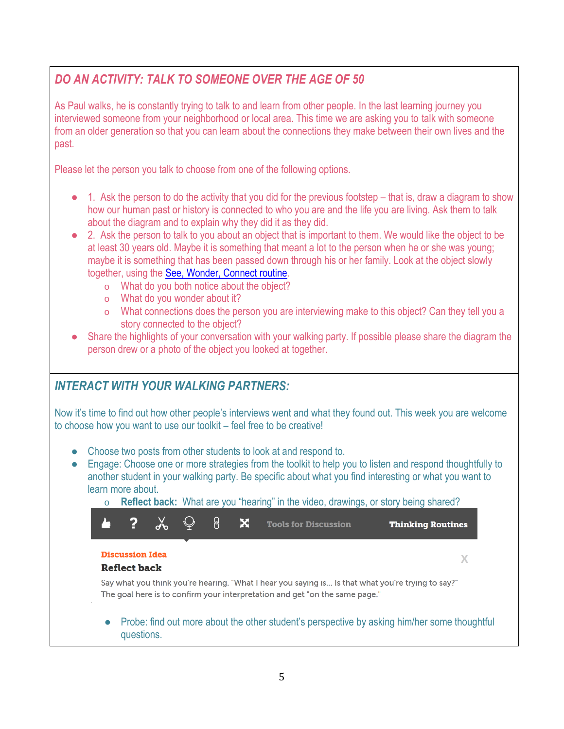## *DO AN ACTIVITY: TALK TO SOMEONE OVER THE AGE OF 50*

As Paul walks, he is constantly trying to talk to and learn from other people. In the last learning journey you interviewed someone from your neighborhood or local area. This time we are asking you to talk with someone from an older generation so that you can learn about the connections they make between their own lives and the past.

Please let the person you talk to choose from one of the following options.

- 1. Ask the person to do the activity that you did for the previous footstep – that is, draw a diagram to show how our human past or history is connected to who you are and the life you are living. Ask them to talk about the diagram and to explain why they did it as they did.
- 2. Ask the person to talk to you about an object that is important to them. We would like the object to be at least 30 years old. Maybe it is something that meant a lot to the person when he or she was young; maybe it is something that has been passed down through his or her family. Look at the object slowly together, using the See, Wonder, Connect routine.
  - What do you both notice about the object?
  - What do you wonder about it?
  - What connections does the person you are interviewing make to this object? Can they tell you a story connected to the object?
- Share the highlights of your conversation with your walking party. If possible please share the diagram the person drew or a photo of the object you looked at together.

## *INTERACT WITH YOUR WALKING PARTNERS:*

Now it's time to find out how other people's interviews went and what they found out. This week you are welcome to choose how you want to use our toolkit – feel free to be creative!

- Choose two posts from other students to look at and respond to.
- Engage: Choose one or more strategies from the toolkit to help you to listen and respond thoughtfully to another student in your walking party. Be specific about what you find interesting or what you want to learn more about.
  - **Reflect back:** What are you "hearing" in the video, drawings, or story being shared?

Tools for Discussion | Thinking Routines

**Discussion Idea**

**Reflect back**

Say what you think you're hearing. "What I hear you saying is... Is that what you're trying to say?" The goal here is to confirm your interpretation and get "on the same page."

- Probe: find out more about the other student's perspective by asking him/her some thoughtful questions.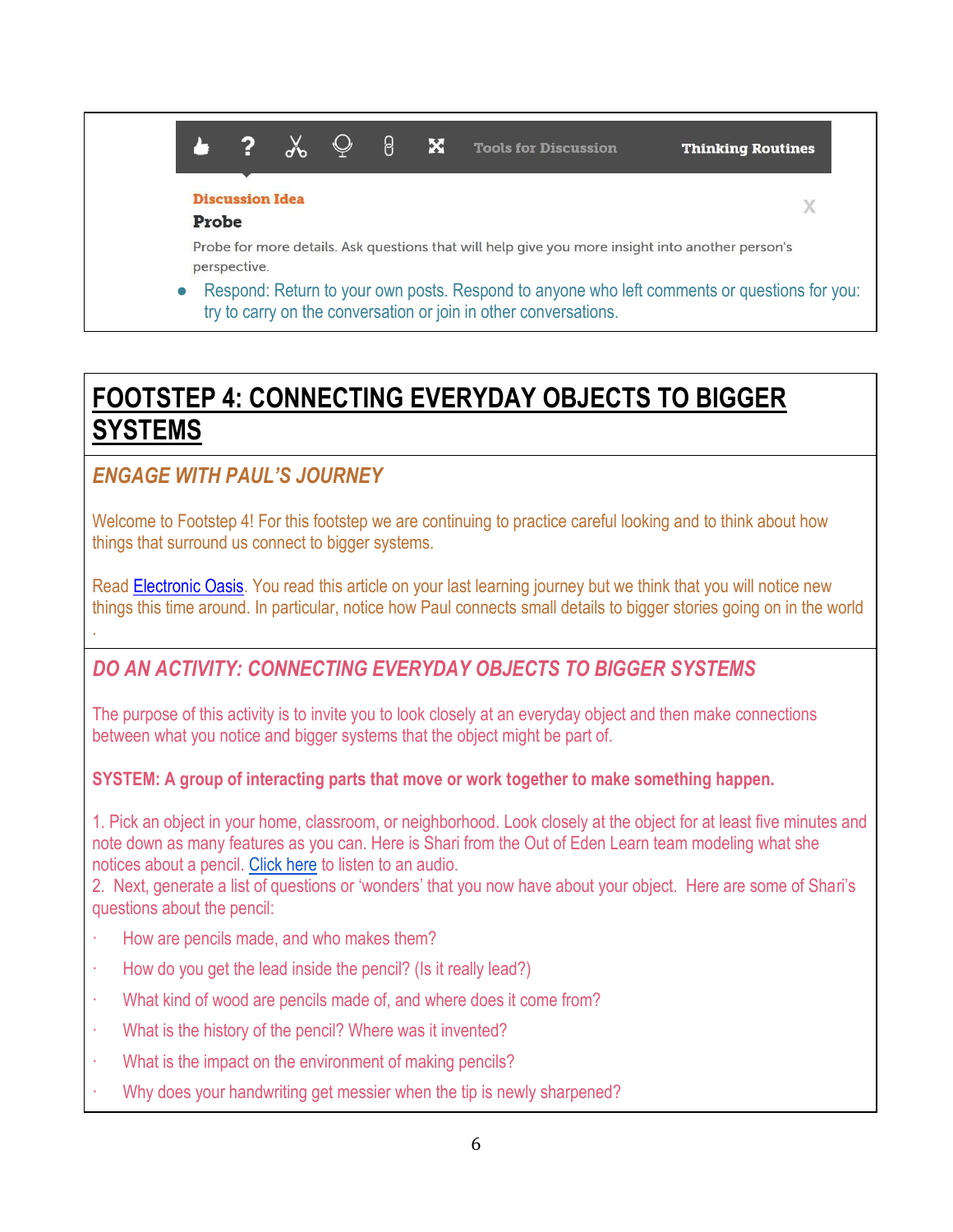Tools for Discussion | Thinking Routines

**Discussion Idea**

**Probe**

Probe for more details. Ask questions that will help give you more insight into another person's perspective.

- Respond: Return to your own posts. Respond to anyone who left comments or questions for you: try to carry on the conversation or join in other conversations.

# FOOTSTEP 4: CONNECTING EVERYDAY OBJECTS TO BIGGER SYSTEMS

## *ENGAGE WITH PAUL'S JOURNEY*

Welcome to Footstep 4! For this footstep we are continuing to practice careful looking and to think about how things that surround us connect to bigger systems.

Read Electronic Oasis. You read this article on your last learning journey but we think that you will notice new things this time around. In particular, notice how Paul connects small details to bigger stories going on in the world .

## *DO AN ACTIVITY: CONNECTING EVERYDAY OBJECTS TO BIGGER SYSTEMS*

The purpose of this activity is to invite you to look closely at an everyday object and then make connections between what you notice and bigger systems that the object might be part of.

**SYSTEM: A group of interacting parts that move or work together to make something happen.**

1. Pick an object in your home, classroom, or neighborhood. Look closely at the object for at least five minutes and note down as many features as you can. Here is Shari from the Out of Eden Learn team modeling what she notices about a pencil. Click here to listen to an audio.
2. Next, generate a list of questions or 'wonders' that you now have about your object. Here are some of Shari's questions about the pencil:

- How are pencils made, and who makes them?
- How do you get the lead inside the pencil? (Is it really lead?)
- What kind of wood are pencils made of, and where does it come from?
- What is the history of the pencil? Where was it invented?
- What is the impact on the environment of making pencils?
- Why does your handwriting get messier when the tip is newly sharpened?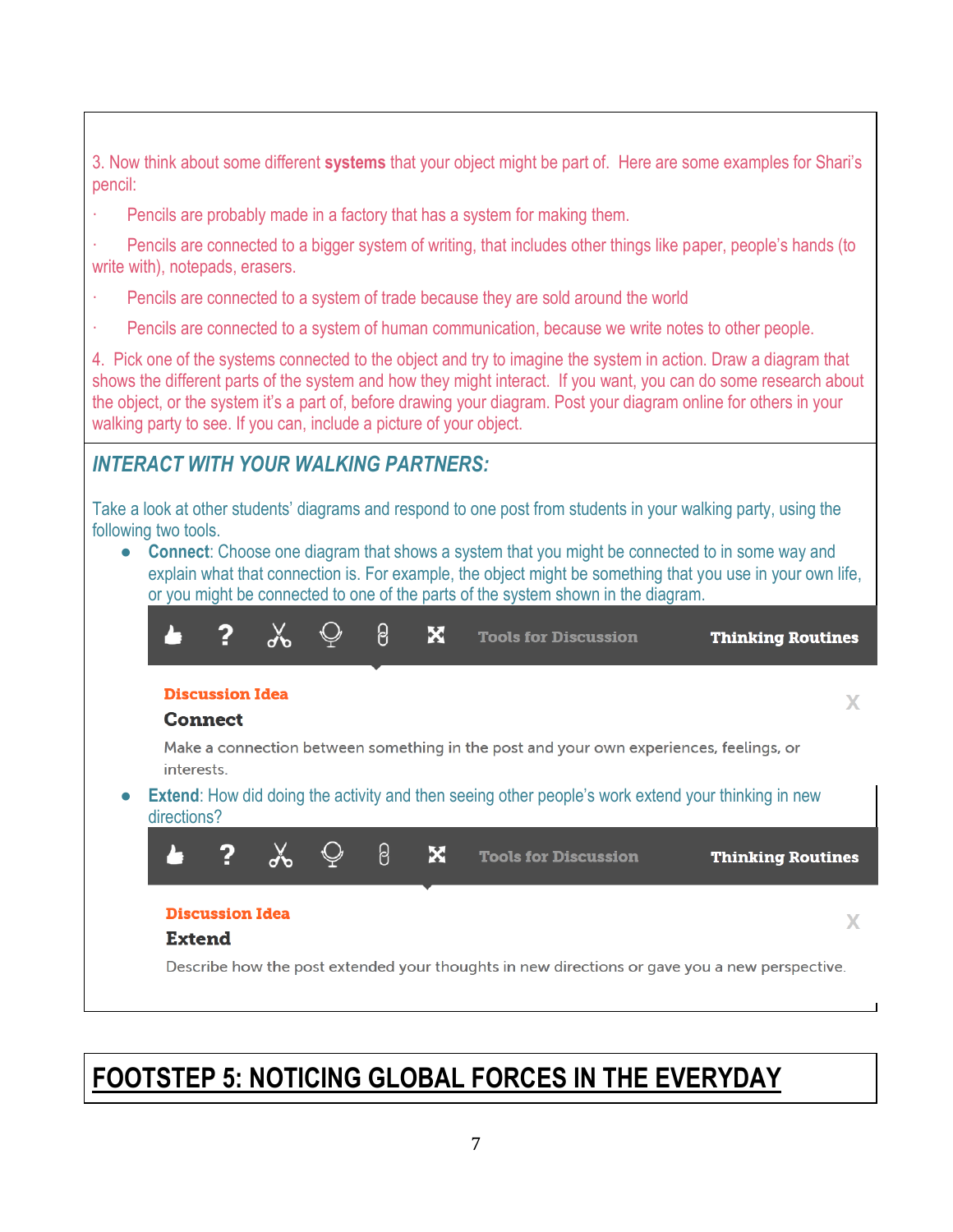3. Now think about some different **systems** that your object might be part of. Here are some examples for Shari's pencil:

- Pencils are probably made in a factory that has a system for making them.
- Pencils are connected to a bigger system of writing, that includes other things like paper, people's hands (to write with), notepads, erasers.
- Pencils are connected to a system of trade because they are sold around the world
- Pencils are connected to a system of human communication, because we write notes to other people.

4. Pick one of the systems connected to the object and try to imagine the system in action. Draw a diagram that shows the different parts of the system and how they might interact. If you want, you can do some research about the object, or the system it's a part of, before drawing your diagram. Post your diagram online for others in your walking party to see. If you can, include a picture of your object.

## *INTERACT WITH YOUR WALKING PARTNERS:*

Take a look at other students' diagrams and respond to one post from students in your walking party, using the following two tools.

- **Connect**: Choose one diagram that shows a system that you might be connected to in some way and explain what that connection is. For example, the object might be something that you use in your own life, or you might be connected to one of the parts of the system shown in the diagram.

  Tools for Discussion | Thinking Routines

  **Discussion Idea**

  **Connect**

  Make a connection between something in the post and your own experiences, feelings, or interests.

  X

- **Extend**: How did doing the activity and then seeing other people's work extend your thinking in new directions?

  Tools for Discussion | Thinking Routines

  **Discussion Idea**

  **Extend**

  Describe how the post extended your thoughts in new directions or gave you a new perspective.

  X

# FOOTSTEP 5: NOTICING GLOBAL FORCES IN THE EVERYDAY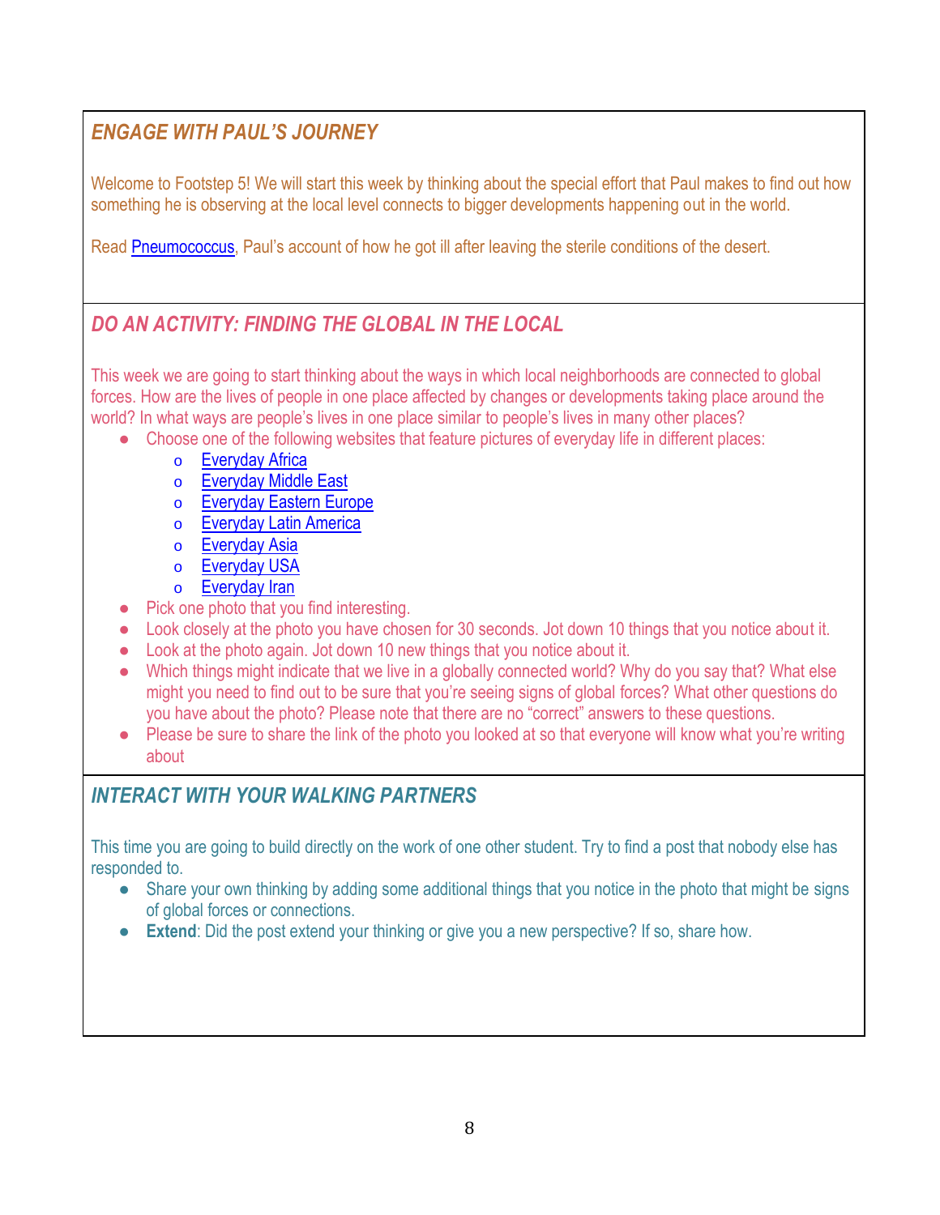## *ENGAGE WITH PAUL'S JOURNEY*

Welcome to Footstep 5! We will start this week by thinking about the special effort that Paul makes to find out how something he is observing at the local level connects to bigger developments happening out in the world.

Read Pneumococcus, Paul's account of how he got ill after leaving the sterile conditions of the desert.

## *DO AN ACTIVITY: FINDING THE GLOBAL IN THE LOCAL*

This week we are going to start thinking about the ways in which local neighborhoods are connected to global forces. How are the lives of people in one place affected by changes or developments taking place around the world? In what ways are people's lives in one place similar to people's lives in many other places?

- Choose one of the following websites that feature pictures of everyday life in different places:
  - Everyday Africa
  - Everyday Middle East
  - Everyday Eastern Europe
  - Everyday Latin America
  - Everyday Asia
  - Everyday USA
  - Everyday Iran
- Pick one photo that you find interesting.
- Look closely at the photo you have chosen for 30 seconds. Jot down 10 things that you notice about it.
- Look at the photo again. Jot down 10 new things that you notice about it.
- Which things might indicate that we live in a globally connected world? Why do you say that? What else might you need to find out to be sure that you're seeing signs of global forces? What other questions do you have about the photo? Please note that there are no "correct" answers to these questions.
- Please be sure to share the link of the photo you looked at so that everyone will know what you're writing about

## *INTERACT WITH YOUR WALKING PARTNERS*

This time you are going to build directly on the work of one other student. Try to find a post that nobody else has responded to.

- Share your own thinking by adding some additional things that you notice in the photo that might be signs of global forces or connections.
- **Extend**: Did the post extend your thinking or give you a new perspective? If so, share how.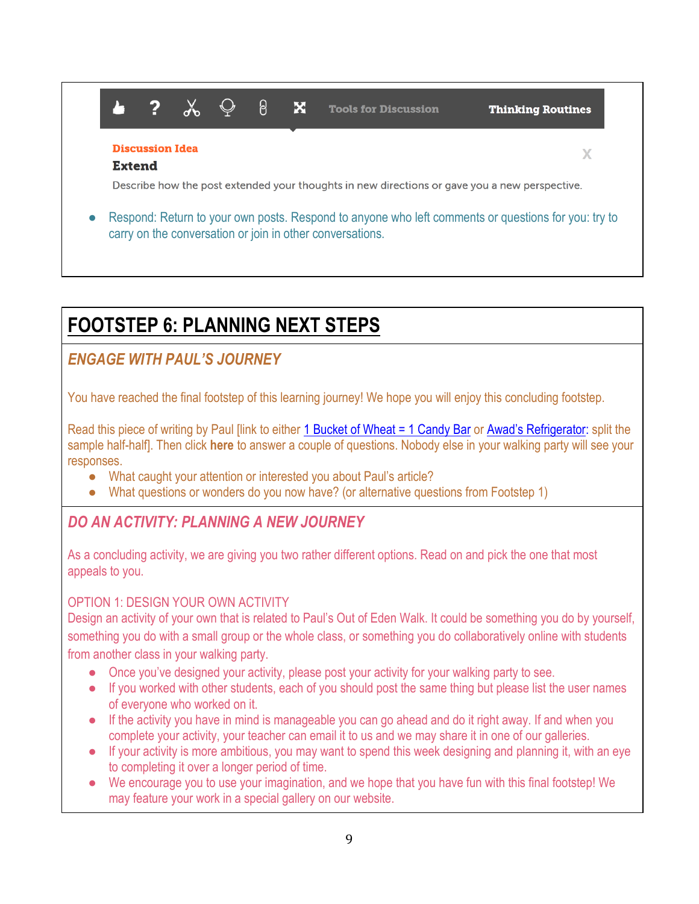Tools for Discussion | Thinking Routines

**Discussion Idea**

**Extend**

Describe how the post extended your thoughts in new directions or gave you a new perspective.

- Respond: Return to your own posts. Respond to anyone who left comments or questions for you: try to carry on the conversation or join in other conversations.

## FOOTSTEP 6: PLANNING NEXT STEPS

### *ENGAGE WITH PAUL'S JOURNEY*

You have reached the final footstep of this learning journey! We hope you will enjoy this concluding footstep.

Read this piece of writing by Paul [link to either 1 Bucket of Wheat = 1 Candy Bar or Awad's Refrigerator: split the sample half-half]. Then click **here** to answer a couple of questions. Nobody else in your walking party will see your responses.

- What caught your attention or interested you about Paul's article?
- What questions or wonders do you now have? (or alternative questions from Footstep 1)

### *DO AN ACTIVITY: PLANNING A NEW JOURNEY*

As a concluding activity, we are giving you two rather different options. Read on and pick the one that most appeals to you.

OPTION 1: DESIGN YOUR OWN ACTIVITY

Design an activity of your own that is related to Paul's Out of Eden Walk. It could be something you do by yourself, something you do with a small group or the whole class, or something you do collaboratively online with students from another class in your walking party.

- Once you've designed your activity, please post your activity for your walking party to see.
- If you worked with other students, each of you should post the same thing but please list the user names of everyone who worked on it.
- If the activity you have in mind is manageable you can go ahead and do it right away. If and when you complete your activity, your teacher can email it to us and we may share it in one of our galleries.
- If your activity is more ambitious, you may want to spend this week designing and planning it, with an eye to completing it over a longer period of time.
- We encourage you to use your imagination, and we hope that you have fun with this final footstep! We may feature your work in a special gallery on our website.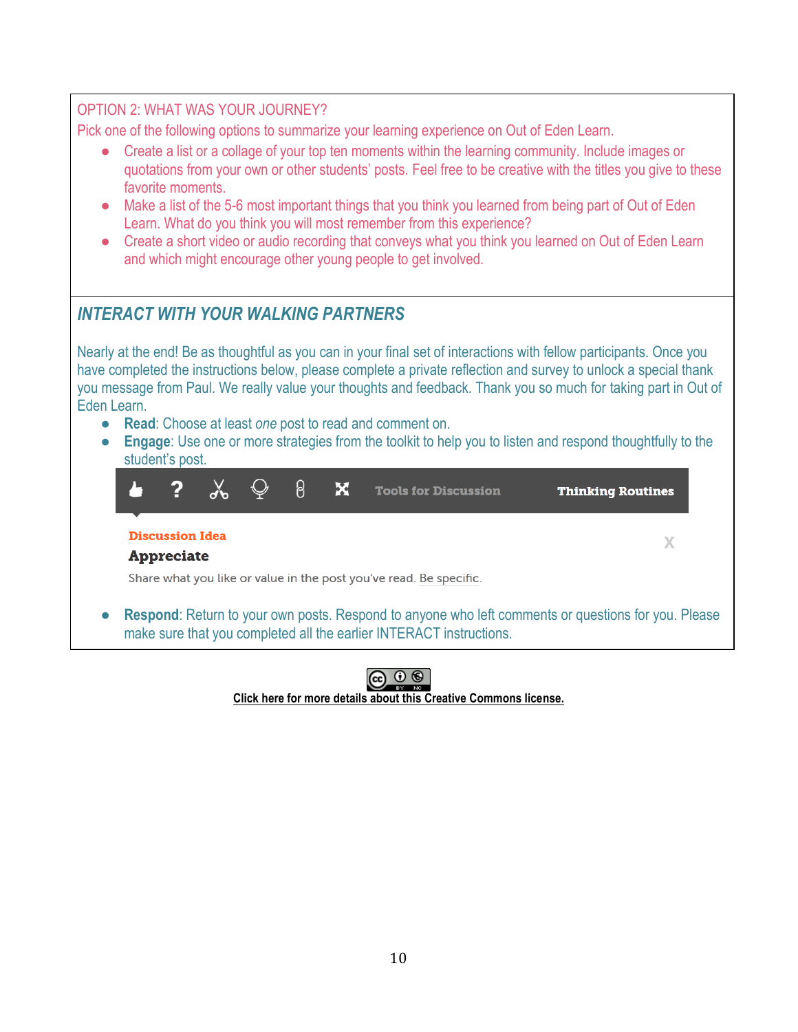OPTION 2: WHAT WAS YOUR JOURNEY?

Pick one of the following options to summarize your learning experience on Out of Eden Learn.

- Create a list or a collage of your top ten moments within the learning community. Include images or quotations from your own or other students' posts. Feel free to be creative with the titles you give to these favorite moments.
- Make a list of the 5-6 most important things that you think you learned from being part of Out of Eden Learn. What do you think you will most remember from this experience?
- Create a short video or audio recording that conveys what you think you learned on Out of Eden Learn and which might encourage other young people to get involved.

## *INTERACT WITH YOUR WALKING PARTNERS*

Nearly at the end! Be as thoughtful as you can in your final set of interactions with fellow participants. Once you have completed the instructions below, please complete a private reflection and survey to unlock a special thank you message from Paul. We really value your thoughts and feedback. Thank you so much for taking part in Out of Eden Learn.

- **Read**: Choose at least *one* post to read and comment on.
- **Engage**: Use one or more strategies from the toolkit to help you to listen and respond thoughtfully to the student's post.

Tools for Discussion    Thinking Routines

Discussion Idea

**Appreciate**

Share what you like or value in the post you've read. Be specific.

- **Respond**: Return to your own posts. Respond to anyone who left comments or questions for you. Please make sure that you completed all the earlier INTERACT instructions.

**Click here for more details about this Creative Commons license.**